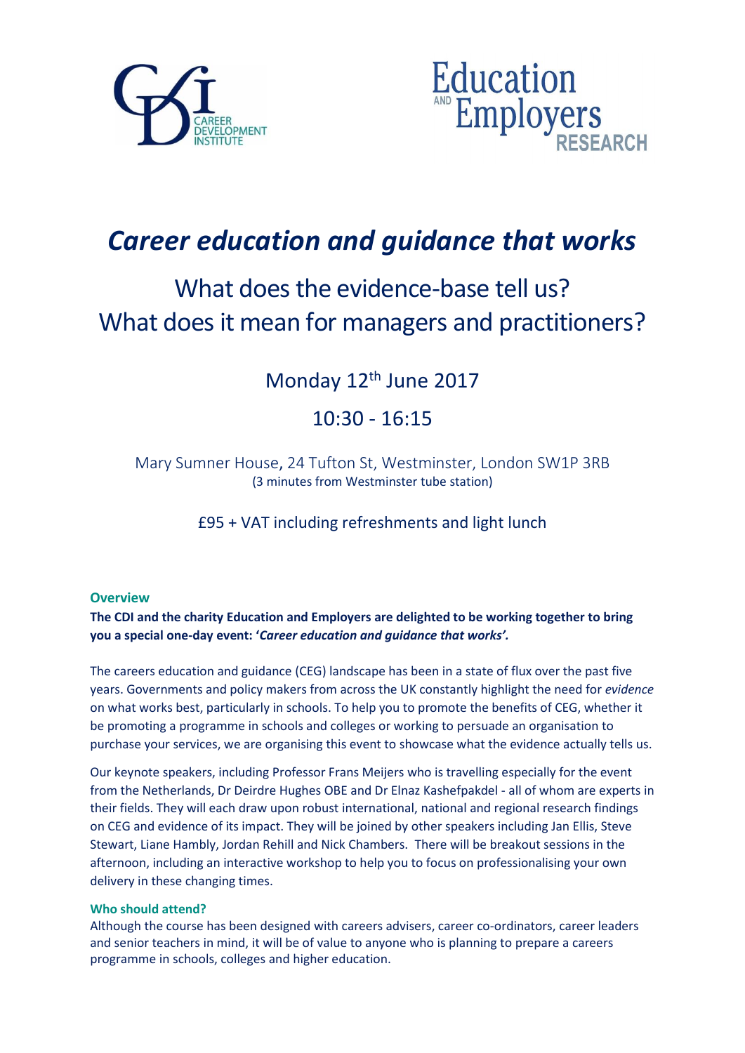CAREER DEVELOPMENT INSTITUTE

Education AND Employers RESEARCH

# *Career education and guidance that works*

## What does the evidence-base tell us?
## What does it mean for managers and practitioners?

Monday 12th June 2017

10:30 - 16:15

Mary Sumner House, 24 Tufton St, Westminster, London SW1P 3RB
(3 minutes from Westminster tube station)

£95 + VAT including refreshments and light lunch

### Overview

**The CDI and the charity Education and Employers are delighted to be working together to bring you a special one-day event: '*Career education and guidance that works'.***

The careers education and guidance (CEG) landscape has been in a state of flux over the past five years. Governments and policy makers from across the UK constantly highlight the need for *evidence* on what works best, particularly in schools. To help you to promote the benefits of CEG, whether it be promoting a programme in schools and colleges or working to persuade an organisation to purchase your services, we are organising this event to showcase what the evidence actually tells us.

Our keynote speakers, including Professor Frans Meijers who is travelling especially for the event from the Netherlands, Dr Deirdre Hughes OBE and Dr Elnaz Kashefpakdel - all of whom are experts in their fields. They will each draw upon robust international, national and regional research findings on CEG and evidence of its impact. They will be joined by other speakers including Jan Ellis, Steve Stewart, Liane Hambly, Jordan Rehill and Nick Chambers. There will be breakout sessions in the afternoon, including an interactive workshop to help you to focus on professionalising your own delivery in these changing times.

### Who should attend?

Although the course has been designed with careers advisers, career co-ordinators, career leaders and senior teachers in mind, it will be of value to anyone who is planning to prepare a careers programme in schools, colleges and higher education.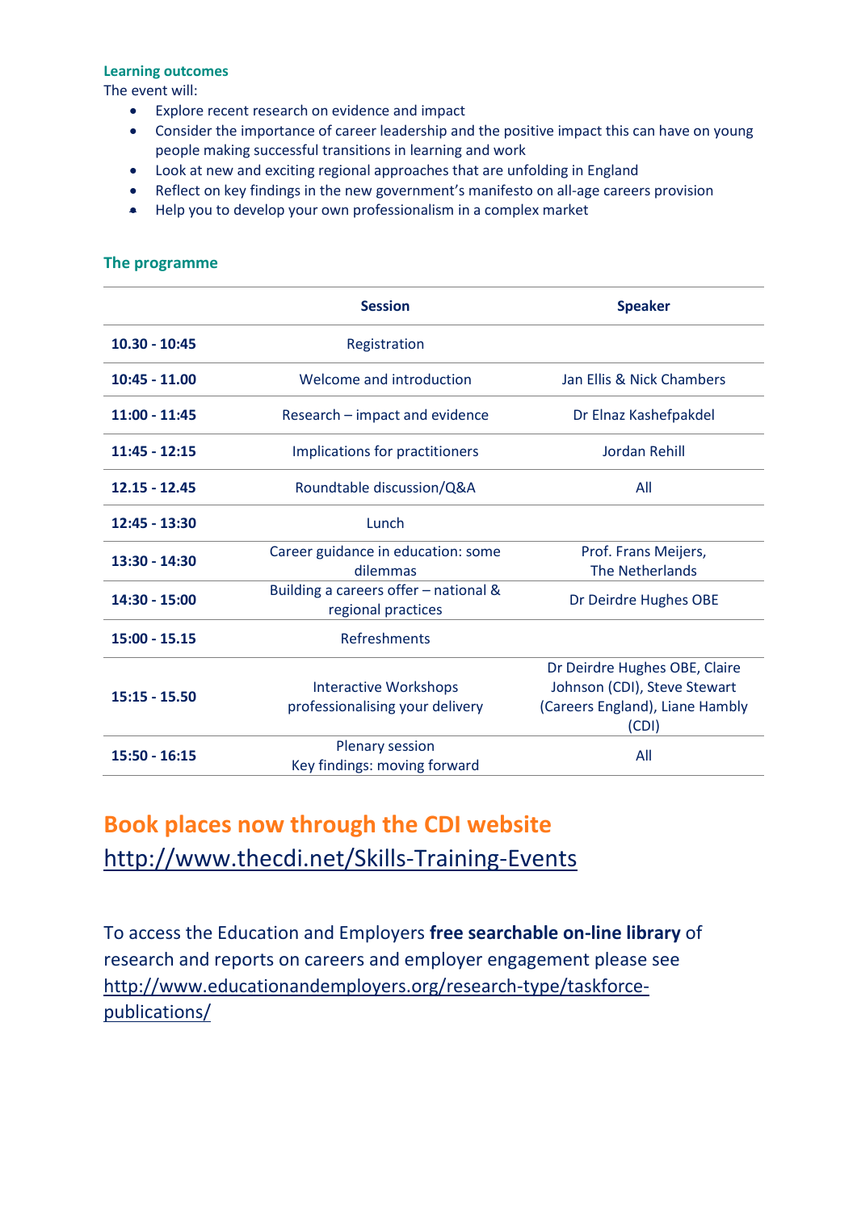### Learning outcomes

The event will:

- Explore recent research on evidence and impact
- Consider the importance of career leadership and the positive impact this can have on young people making successful transitions in learning and work
- Look at new and exciting regional approaches that are unfolding in England
- Reflect on key findings in the new government's manifesto on all-age careers provision
- Help you to develop your own professionalism in a complex market

### The programme

| | Session | Speaker |
|---|---|---|
| **10.30 - 10:45** | Registration | |
| **10:45 - 11.00** | Welcome and introduction | Jan Ellis & Nick Chambers |
| **11:00 - 11:45** | Research – impact and evidence | Dr Elnaz Kashefpakdel |
| **11:45 - 12:15** | Implications for practitioners | Jordan Rehill |
| **12.15 - 12.45** | Roundtable discussion/Q&A | All |
| **12:45 - 13:30** | Lunch | |
| **13:30 - 14:30** | Career guidance in education: some dilemmas | Prof. Frans Meijers, The Netherlands |
| **14:30 - 15:00** | Building a careers offer – national & regional practices | Dr Deirdre Hughes OBE |
| **15:00 - 15.15** | Refreshments | |
| **15:15 - 15.50** | Interactive Workshops professionalising your delivery | Dr Deirdre Hughes OBE, Claire Johnson (CDI), Steve Stewart (Careers England), Liane Hambly (CDI) |
| **15:50 - 16:15** | Plenary session Key findings: moving forward | All |

## Book places now through the CDI website

http://www.thecdi.net/Skills-Training-Events

To access the Education and Employers **free searchable on-line library** of research and reports on careers and employer engagement please see http://www.educationandemployers.org/research-type/taskforce-publications/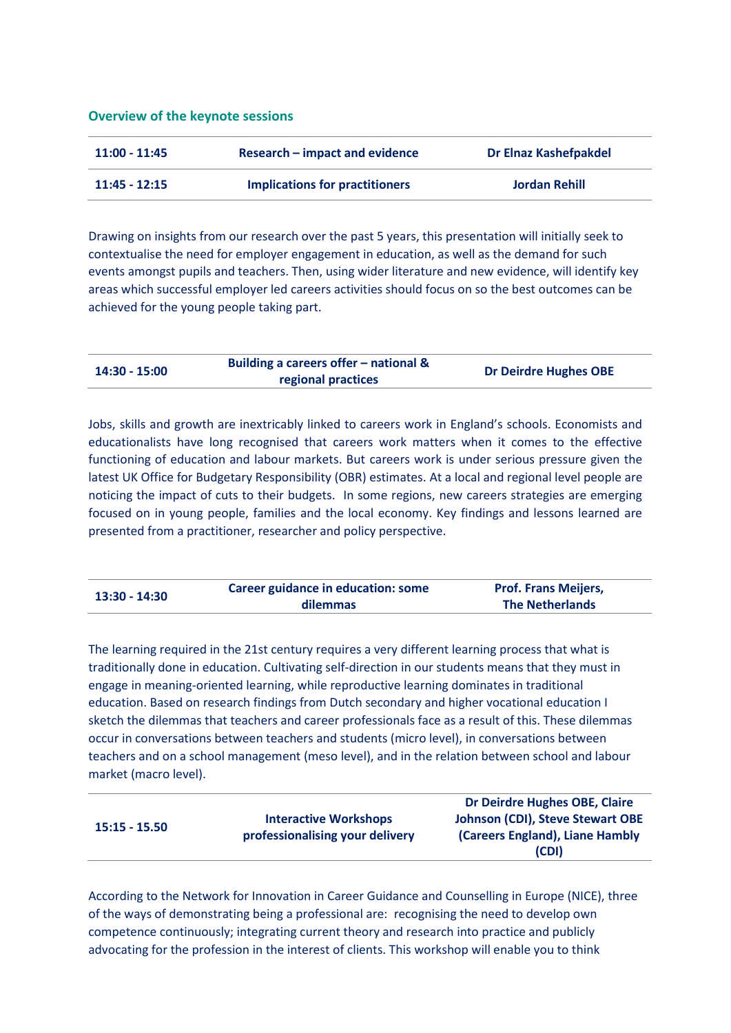## Overview of the keynote sessions

| | | |
|---|---|---|
| **11:00 - 11:45** | **Research – impact and evidence** | **Dr Elnaz Kashefpakdel** |
| **11:45 - 12:15** | **Implications for practitioners** | **Jordan Rehill** |

Drawing on insights from our research over the past 5 years, this presentation will initially seek to contextualise the need for employer engagement in education, as well as the demand for such events amongst pupils and teachers. Then, using wider literature and new evidence, will identify key areas which successful employer led careers activities should focus on so the best outcomes can be achieved for the young people taking part.

| | | |
|---|---|---|
| **14:30 - 15:00** | **Building a careers offer – national & regional practices** | **Dr Deirdre Hughes OBE** |

Jobs, skills and growth are inextricably linked to careers work in England's schools. Economists and educationalists have long recognised that careers work matters when it comes to the effective functioning of education and labour markets. But careers work is under serious pressure given the latest UK Office for Budgetary Responsibility (OBR) estimates. At a local and regional level people are noticing the impact of cuts to their budgets. In some regions, new careers strategies are emerging focused on in young people, families and the local economy. Key findings and lessons learned are presented from a practitioner, researcher and policy perspective.

| | | |
|---|---|---|
| **13:30 - 14:30** | **Career guidance in education: some dilemmas** | **Prof. Frans Meijers, The Netherlands** |

The learning required in the 21st century requires a very different learning process that what is traditionally done in education. Cultivating self-direction in our students means that they must in engage in meaning-oriented learning, while reproductive learning dominates in traditional education. Based on research findings from Dutch secondary and higher vocational education I sketch the dilemmas that teachers and career professionals face as a result of this. These dilemmas occur in conversations between teachers and students (micro level), in conversations between teachers and on a school management (meso level), and in the relation between school and labour market (macro level).

| | | |
|---|---|---|
| **15:15 - 15.50** | **Interactive Workshops professionalising your delivery** | **Dr Deirdre Hughes OBE, Claire Johnson (CDI), Steve Stewart OBE (Careers England), Liane Hambly (CDI)** |

According to the Network for Innovation in Career Guidance and Counselling in Europe (NICE), three of the ways of demonstrating being a professional are: recognising the need to develop own competence continuously; integrating current theory and research into practice and publicly advocating for the profession in the interest of clients. This workshop will enable you to think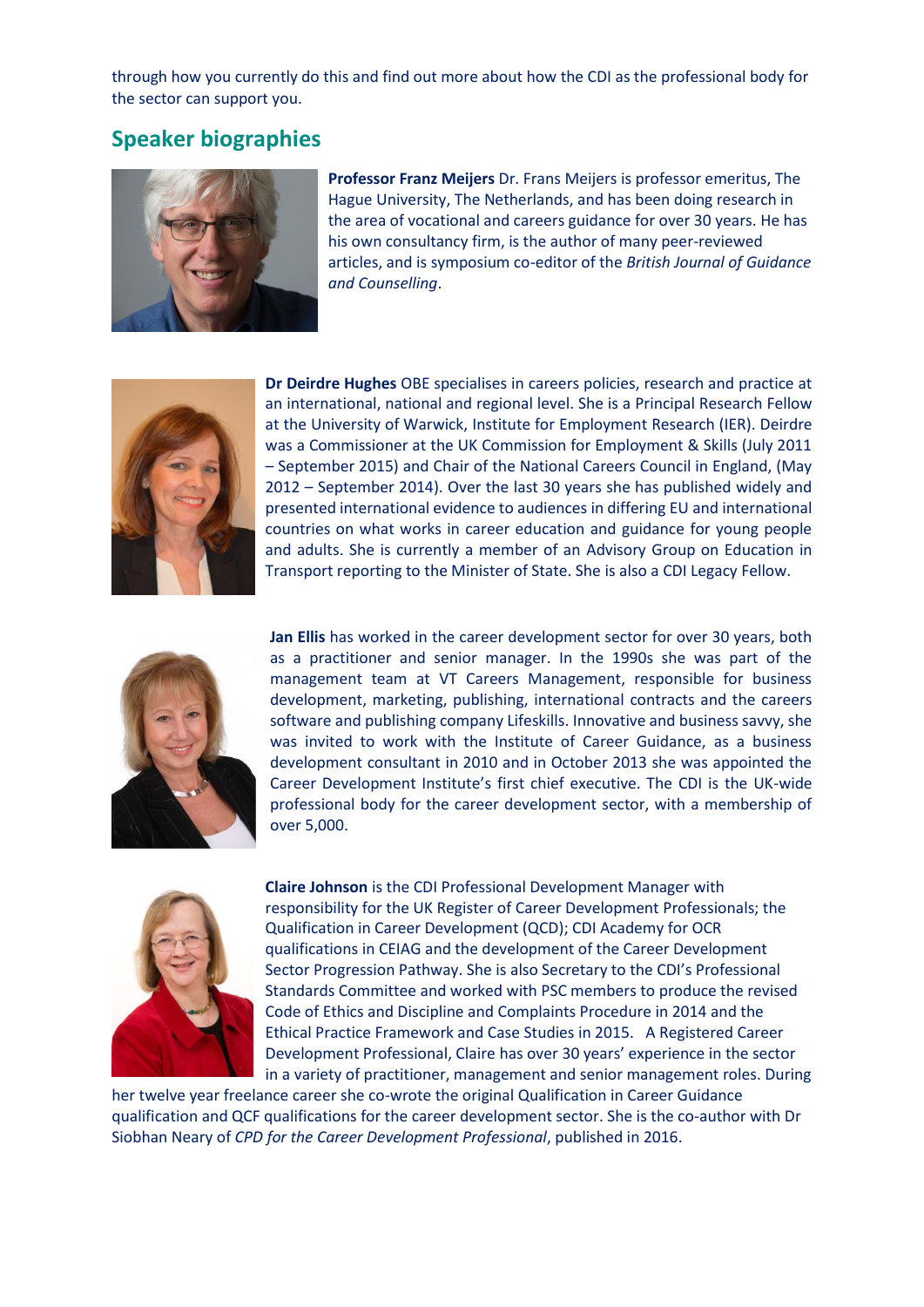through how you currently do this and find out more about how the CDI as the professional body for the sector can support you.

## Speaker biographies

**Professor Franz Meijers** Dr. Frans Meijers is professor emeritus, The Hague University, The Netherlands, and has been doing research in the area of vocational and careers guidance for over 30 years. He has his own consultancy firm, is the author of many peer-reviewed articles, and is symposium co-editor of the *British Journal of Guidance and Counselling*.

**Dr Deirdre Hughes** OBE specialises in careers policies, research and practice at an international, national and regional level. She is a Principal Research Fellow at the University of Warwick, Institute for Employment Research (IER). Deirdre was a Commissioner at the UK Commission for Employment & Skills (July 2011 – September 2015) and Chair of the National Careers Council in England, (May 2012 – September 2014). Over the last 30 years she has published widely and presented international evidence to audiences in differing EU and international countries on what works in career education and guidance for young people and adults. She is currently a member of an Advisory Group on Education in Transport reporting to the Minister of State. She is also a CDI Legacy Fellow.

**Jan Ellis** has worked in the career development sector for over 30 years, both as a practitioner and senior manager. In the 1990s she was part of the management team at VT Careers Management, responsible for business development, marketing, publishing, international contracts and the careers software and publishing company Lifeskills. Innovative and business savvy, she was invited to work with the Institute of Career Guidance, as a business development consultant in 2010 and in October 2013 she was appointed the Career Development Institute's first chief executive. The CDI is the UK-wide professional body for the career development sector, with a membership of over 5,000.

**Claire Johnson** is the CDI Professional Development Manager with responsibility for the UK Register of Career Development Professionals; the Qualification in Career Development (QCD); CDI Academy for OCR qualifications in CEIAG and the development of the Career Development Sector Progression Pathway. She is also Secretary to the CDI's Professional Standards Committee and worked with PSC members to produce the revised Code of Ethics and Discipline and Complaints Procedure in 2014 and the Ethical Practice Framework and Case Studies in 2015. A Registered Career Development Professional, Claire has over 30 years' experience in the sector in a variety of practitioner, management and senior management roles. During her twelve year freelance career she co-wrote the original Qualification in Career Guidance qualification and QCF qualifications for the career development sector. She is the co-author with Dr Siobhan Neary of *CPD for the Career Development Professional*, published in 2016.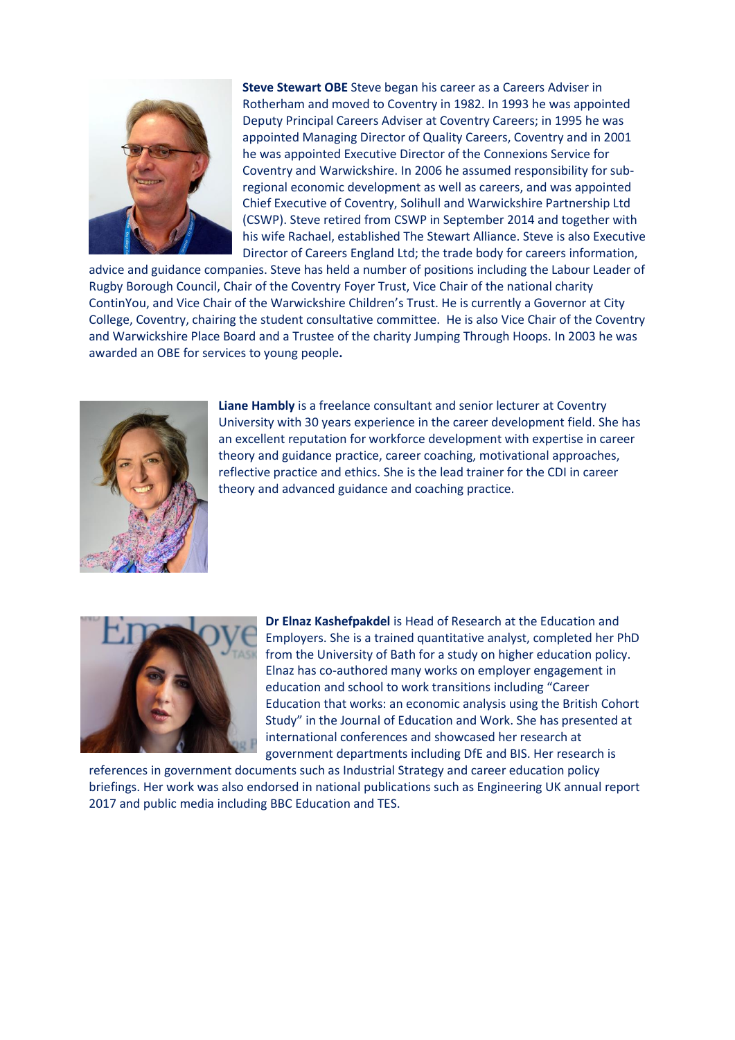**Steve Stewart OBE** Steve began his career as a Careers Adviser in Rotherham and moved to Coventry in 1982. In 1993 he was appointed Deputy Principal Careers Adviser at Coventry Careers; in 1995 he was appointed Managing Director of Quality Careers, Coventry and in 2001 he was appointed Executive Director of the Connexions Service for Coventry and Warwickshire. In 2006 he assumed responsibility for sub-regional economic development as well as careers, and was appointed Chief Executive of Coventry, Solihull and Warwickshire Partnership Ltd (CSWP). Steve retired from CSWP in September 2014 and together with his wife Rachael, established The Stewart Alliance. Steve is also Executive Director of Careers England Ltd; the trade body for careers information, advice and guidance companies. Steve has held a number of positions including the Labour Leader of Rugby Borough Council, Chair of the Coventry Foyer Trust, Vice Chair of the national charity ContinYou, and Vice Chair of the Warwickshire Children's Trust. He is currently a Governor at City College, Coventry, chairing the student consultative committee. He is also Vice Chair of the Coventry and Warwickshire Place Board and a Trustee of the charity Jumping Through Hoops. In 2003 he was awarded an OBE for services to young people**.**

**Liane Hambly** is a freelance consultant and senior lecturer at Coventry University with 30 years experience in the career development field. She has an excellent reputation for workforce development with expertise in career theory and guidance practice, career coaching, motivational approaches, reflective practice and ethics. She is the lead trainer for the CDI in career theory and advanced guidance and coaching practice.

**Dr Elnaz Kashefpakdel** is Head of Research at the Education and Employers. She is a trained quantitative analyst, completed her PhD from the University of Bath for a study on higher education policy. Elnaz has co-authored many works on employer engagement in education and school to work transitions including "Career Education that works: an economic analysis using the British Cohort Study" in the Journal of Education and Work. She has presented at international conferences and showcased her research at government departments including DfE and BIS. Her research is references in government documents such as Industrial Strategy and career education policy briefings. Her work was also endorsed in national publications such as Engineering UK annual report 2017 and public media including BBC Education and TES.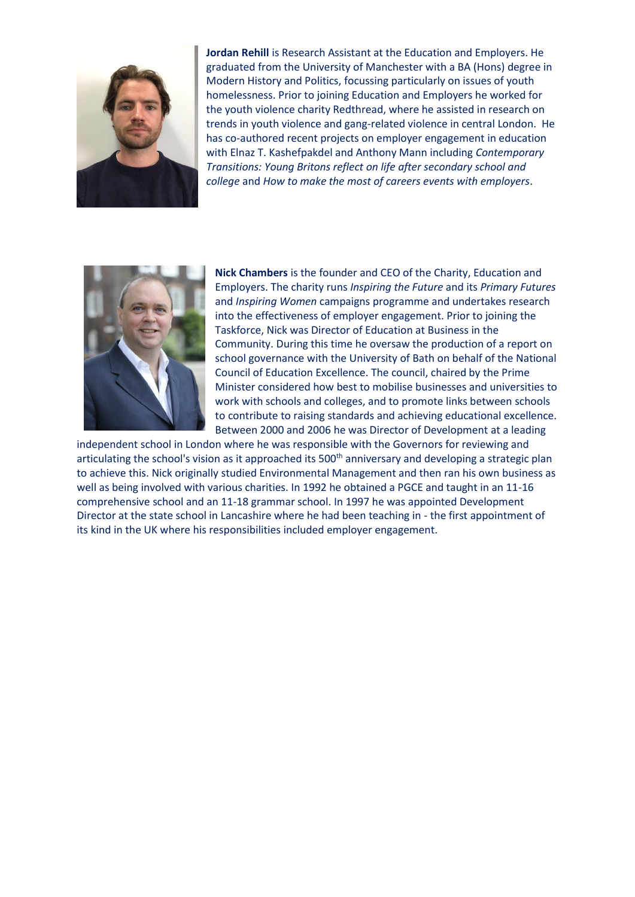**Jordan Rehill** is Research Assistant at the Education and Employers. He graduated from the University of Manchester with a BA (Hons) degree in Modern History and Politics, focussing particularly on issues of youth homelessness. Prior to joining Education and Employers he worked for the youth violence charity Redthread, where he assisted in research on trends in youth violence and gang-related violence in central London. He has co-authored recent projects on employer engagement in education with Elnaz T. Kashefpakdel and Anthony Mann including *Contemporary Transitions: Young Britons reflect on life after secondary school and college* and *How to make the most of careers events with employers*.

**Nick Chambers** is the founder and CEO of the Charity, Education and Employers. The charity runs *Inspiring the Future* and its *Primary Futures* and *Inspiring Women* campaigns programme and undertakes research into the effectiveness of employer engagement. Prior to joining the Taskforce, Nick was Director of Education at Business in the Community. During this time he oversaw the production of a report on school governance with the University of Bath on behalf of the National Council of Education Excellence. The council, chaired by the Prime Minister considered how best to mobilise businesses and universities to work with schools and colleges, and to promote links between schools to contribute to raising standards and achieving educational excellence. Between 2000 and 2006 he was Director of Development at a leading independent school in London where he was responsible with the Governors for reviewing and articulating the school's vision as it approached its 500th anniversary and developing a strategic plan to achieve this. Nick originally studied Environmental Management and then ran his own business as well as being involved with various charities. In 1992 he obtained a PGCE and taught in an 11-16 comprehensive school and an 11-18 grammar school. In 1997 he was appointed Development Director at the state school in Lancashire where he had been teaching in - the first appointment of its kind in the UK where his responsibilities included employer engagement.